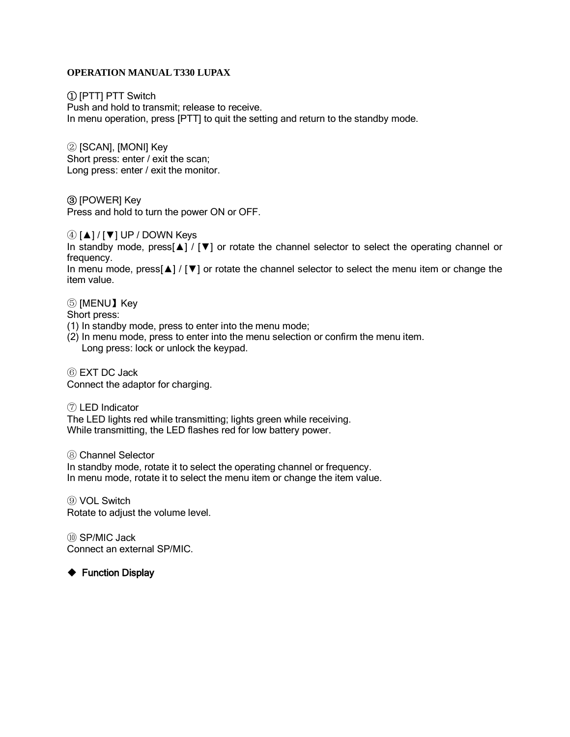**OPERATION MANUAL T330 LUPAX**

① [PTT] PTT Switch
Push and hold to transmit; release to receive.
In menu operation, press [PTT] to quit the setting and return to the standby mode.

② [SCAN], [MONI] Key
Short press: enter / exit the scan;
Long press: enter / exit the monitor.

③ [POWER] Key
Press and hold to turn the power ON or OFF.

④ [▲] / [▼] UP / DOWN Keys
In standby mode, press[▲] / [▼] or rotate the channel selector to select the operating channel or frequency.
In menu mode, press[▲] / [▼] or rotate the channel selector to select the menu item or change the item value.

⑤ [MENU】Key
Short press:
(1) In standby mode, press to enter into the menu mode;
(2) In menu mode, press to enter into the menu selection or confirm the menu item.
Long press: lock or unlock the keypad.

⑥ EXT DC Jack
Connect the adaptor for charging.

⑦ LED Indicator
The LED lights red while transmitting; lights green while receiving.
While transmitting, the LED flashes red for low battery power.

⑧ Channel Selector
In standby mode, rotate it to select the operating channel or frequency.
In menu mode, rotate it to select the menu item or change the item value.

⑨ VOL Switch
Rotate to adjust the volume level.

⑩ SP/MIC Jack
Connect an external SP/MIC.

◆ **Function Display**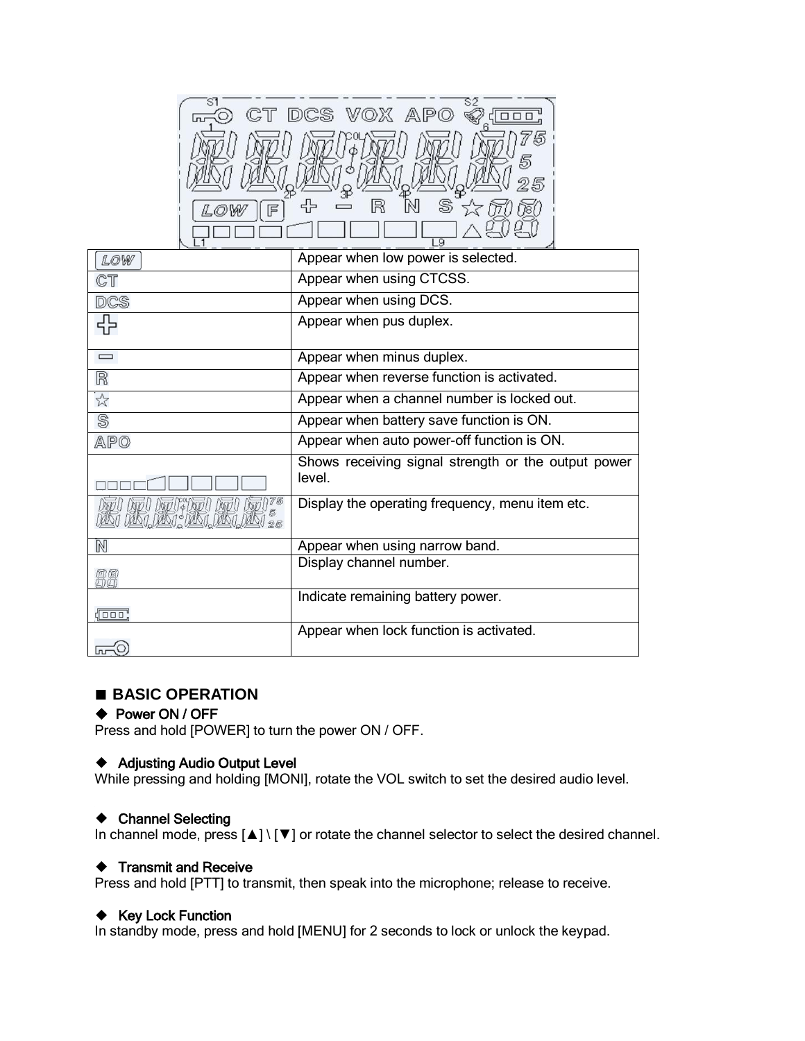| | |
|---|---|
| LOW | Appear when low power is selected. |
| CT | Appear when using CTCSS. |
| DCS | Appear when using DCS. |
| + | Appear when pus duplex. |
| − | Appear when minus duplex. |
| R | Appear when reverse function is activated. |
| ☆ | Appear when a channel number is locked out. |
| S | Appear when battery save function is ON. |
| APO | Appear when auto power-off function is ON. |
| | Shows receiving signal strength or the output power level. |
| | Display the operating frequency, menu item etc. |
| N | Appear when using narrow band. |
| | Display channel number. |
| | Indicate remaining battery power. |
| | Appear when lock function is activated. |

## ■ BASIC OPERATION

### ◆ Power ON / OFF

Press and hold [POWER] to turn the power ON / OFF.

### ◆ Adjusting Audio Output Level

While pressing and holding [MONI], rotate the VOL switch to set the desired audio level.

### ◆ Channel Selecting

In channel mode, press [▲] \ [▼] or rotate the channel selector to select the desired channel.

### ◆ Transmit and Receive

Press and hold [PTT] to transmit, then speak into the microphone; release to receive.

### ◆ Key Lock Function

In standby mode, press and hold [MENU] for 2 seconds to lock or unlock the keypad.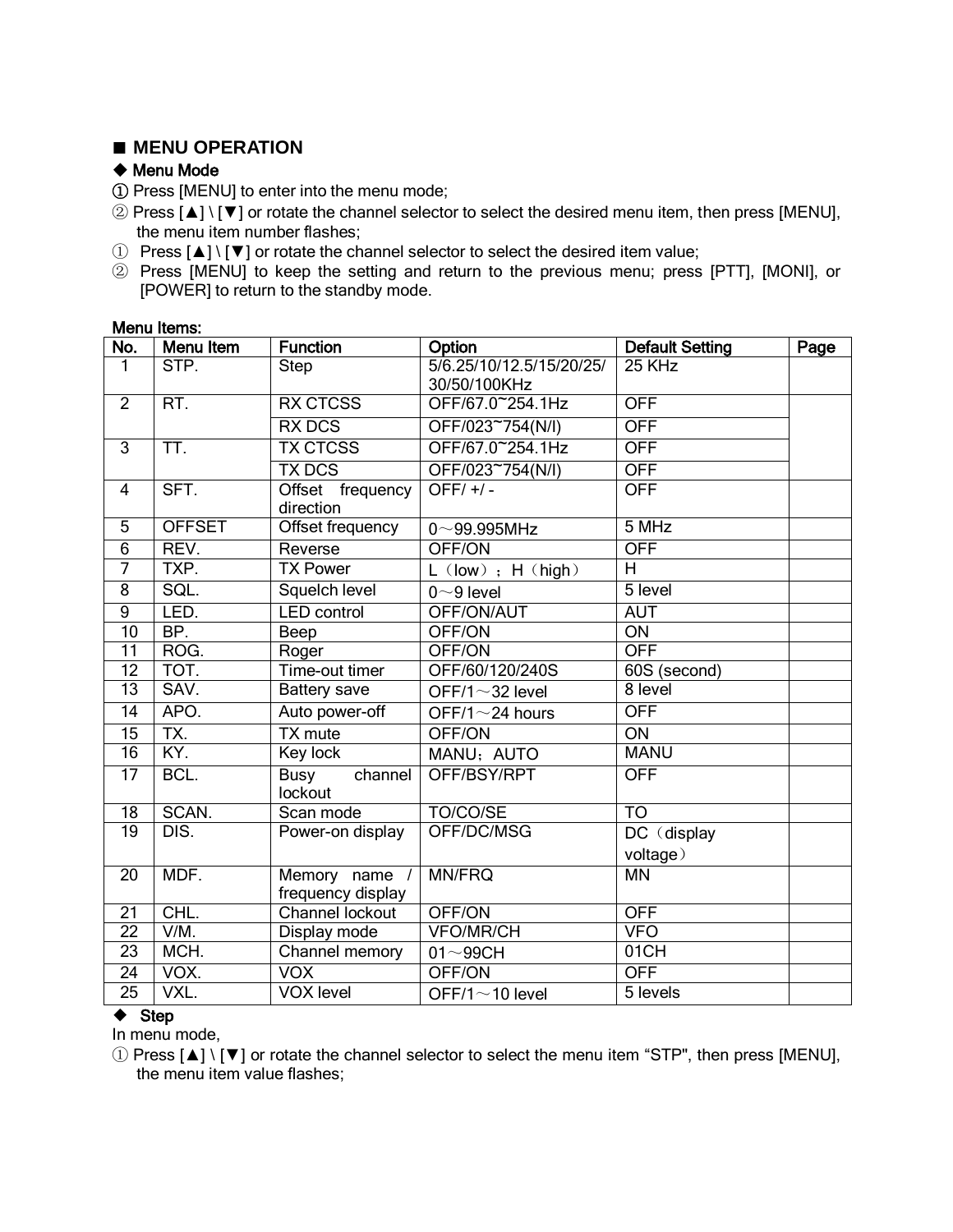## ■ MENU OPERATION

### ◆ Menu Mode

① Press [MENU] to enter into the menu mode;

② Press [▲] \ [▼] or rotate the channel selector to select the desired menu item, then press [MENU], the menu item number flashes;

① Press [▲] \ [▼] or rotate the channel selector to select the desired item value;

② Press [MENU] to keep the setting and return to the previous menu; press [PTT], [MONI], or [POWER] to return to the standby mode.

**Menu Items:**

| No. | Menu Item | Function | Option | Default Setting | Page |
|---|---|---|---|---|---|
| 1 | STP. | Step | 5/6.25/10/12.5/15/20/25/30/50/100KHz | 25 KHz | |
| 2 | RT. | RX CTCSS | OFF/67.0~254.1Hz | OFF | |
| | | RX DCS | OFF/023~754(N/I) | OFF | |
| 3 | TT. | TX CTCSS | OFF/67.0~254.1Hz | OFF | |
| | | TX DCS | OFF/023~754(N/I) | OFF | |
| 4 | SFT. | Offset frequency direction | OFF/ +/ - | OFF | |
| 5 | OFFSET | Offset frequency | 0～99.995MHz | 5 MHz | |
| 6 | REV. | Reverse | OFF/ON | OFF | |
| 7 | TXP. | TX Power | L（low）；H（high） | H | |
| 8 | SQL. | Squelch level | 0～9 level | 5 level | |
| 9 | LED. | LED control | OFF/ON/AUT | AUT | |
| 10 | BP. | Beep | OFF/ON | ON | |
| 11 | ROG. | Roger | OFF/ON | OFF | |
| 12 | TOT. | Time-out timer | OFF/60/120/240S | 60S (second) | |
| 13 | SAV. | Battery save | OFF/1～32 level | 8 level | |
| 14 | APO. | Auto power-off | OFF/1～24 hours | OFF | |
| 15 | TX. | TX mute | OFF/ON | ON | |
| 16 | KY. | Key lock | MANU；AUTO | MANU | |
| 17 | BCL. | Busy channel lockout | OFF/BSY/RPT | OFF | |
| 18 | SCAN. | Scan mode | TO/CO/SE | TO | |
| 19 | DIS. | Power-on display | OFF/DC/MSG | DC（display voltage） | |
| 20 | MDF. | Memory name / frequency display | MN/FRQ | MN | |
| 21 | CHL. | Channel lockout | OFF/ON | OFF | |
| 22 | V/M. | Display mode | VFO/MR/CH | VFO | |
| 23 | MCH. | Channel memory | 01～99CH | 01CH | |
| 24 | VOX. | VOX | OFF/ON | OFF | |
| 25 | VXL. | VOX level | OFF/1～10 level | 5 levels | |

### ◆ Step

In menu mode,

① Press [▲] \ [▼] or rotate the channel selector to select the menu item "STP", then press [MENU], the menu item value flashes;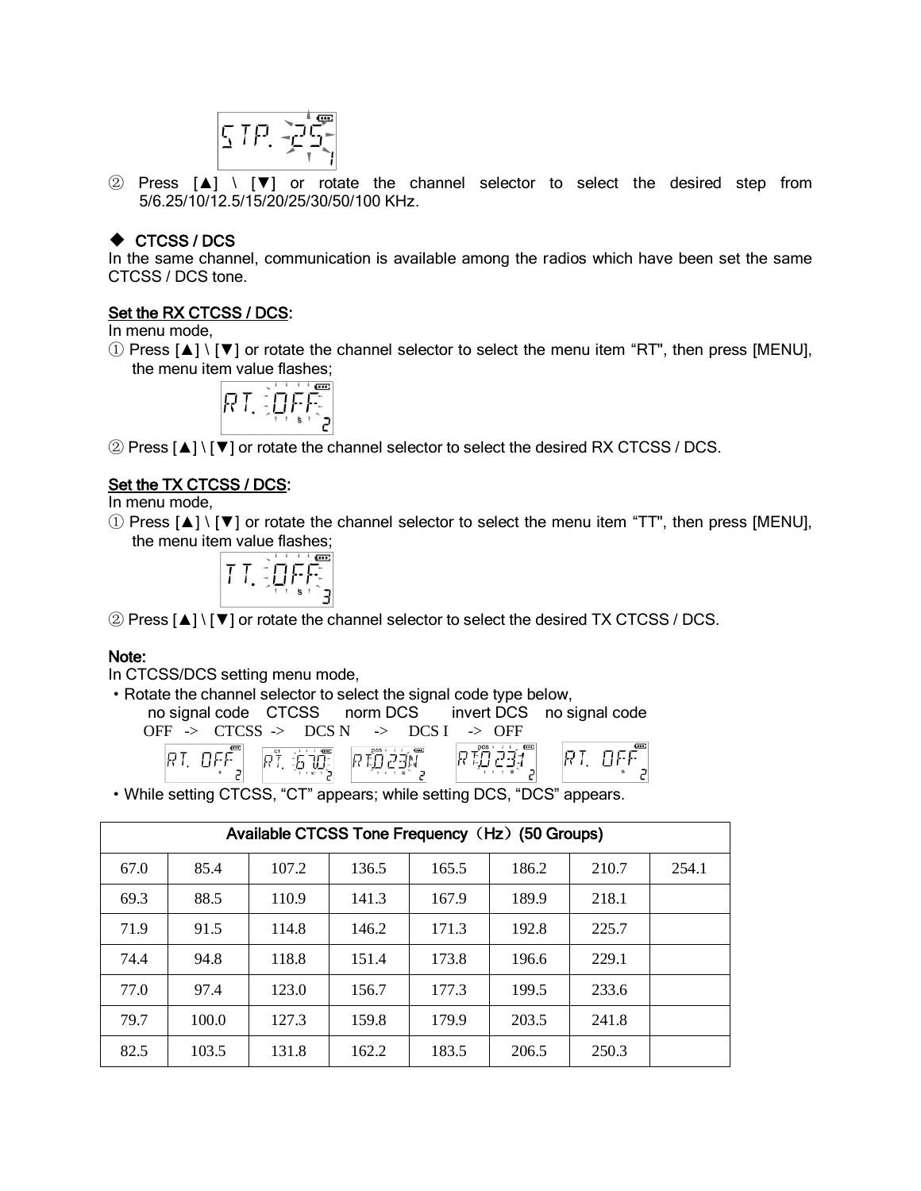② Press [▲] \ [▼] or rotate the channel selector to select the desired step from 5/6.25/10/12.5/15/20/25/30/50/100 KHz.

### ◆ CTCSS / DCS

In the same channel, communication is available among the radios which have been set the same CTCSS / DCS tone.

**Set the RX CTCSS / DCS:**

In menu mode,

① Press [▲] \ [▼] or rotate the channel selector to select the menu item "RT", then press [MENU], the menu item value flashes;

② Press [▲] \ [▼] or rotate the channel selector to select the desired RX CTCSS / DCS.

**Set the TX CTCSS / DCS:**

In menu mode,

① Press [▲] \ [▼] or rotate the channel selector to select the menu item "TT", then press [MENU], the menu item value flashes;

② Press [▲] \ [▼] or rotate the channel selector to select the desired TX CTCSS / DCS.

**Note:**

In CTCSS/DCS setting menu mode,

- Rotate the channel selector to select the signal code type below,

  no signal code  CTCSS  norm DCS  invert DCS  no signal code
  OFF -> CTCSS -> DCS N -> DCS I -> OFF

- While setting CTCSS, "CT" appears; while setting DCS, "DCS" appears.

| Available CTCSS Tone Frequency（Hz）(50 Groups) | | | | | | | |
|---|---|---|---|---|---|---|---|
| 67.0 | 85.4 | 107.2 | 136.5 | 165.5 | 186.2 | 210.7 | 254.1 |
| 69.3 | 88.5 | 110.9 | 141.3 | 167.9 | 189.9 | 218.1 | |
| 71.9 | 91.5 | 114.8 | 146.2 | 171.3 | 192.8 | 225.7 | |
| 74.4 | 94.8 | 118.8 | 151.4 | 173.8 | 196.6 | 229.1 | |
| 77.0 | 97.4 | 123.0 | 156.7 | 177.3 | 199.5 | 233.6 | |
| 79.7 | 100.0 | 127.3 | 159.8 | 179.9 | 203.5 | 241.8 | |
| 82.5 | 103.5 | 131.8 | 162.2 | 183.5 | 206.5 | 250.3 | |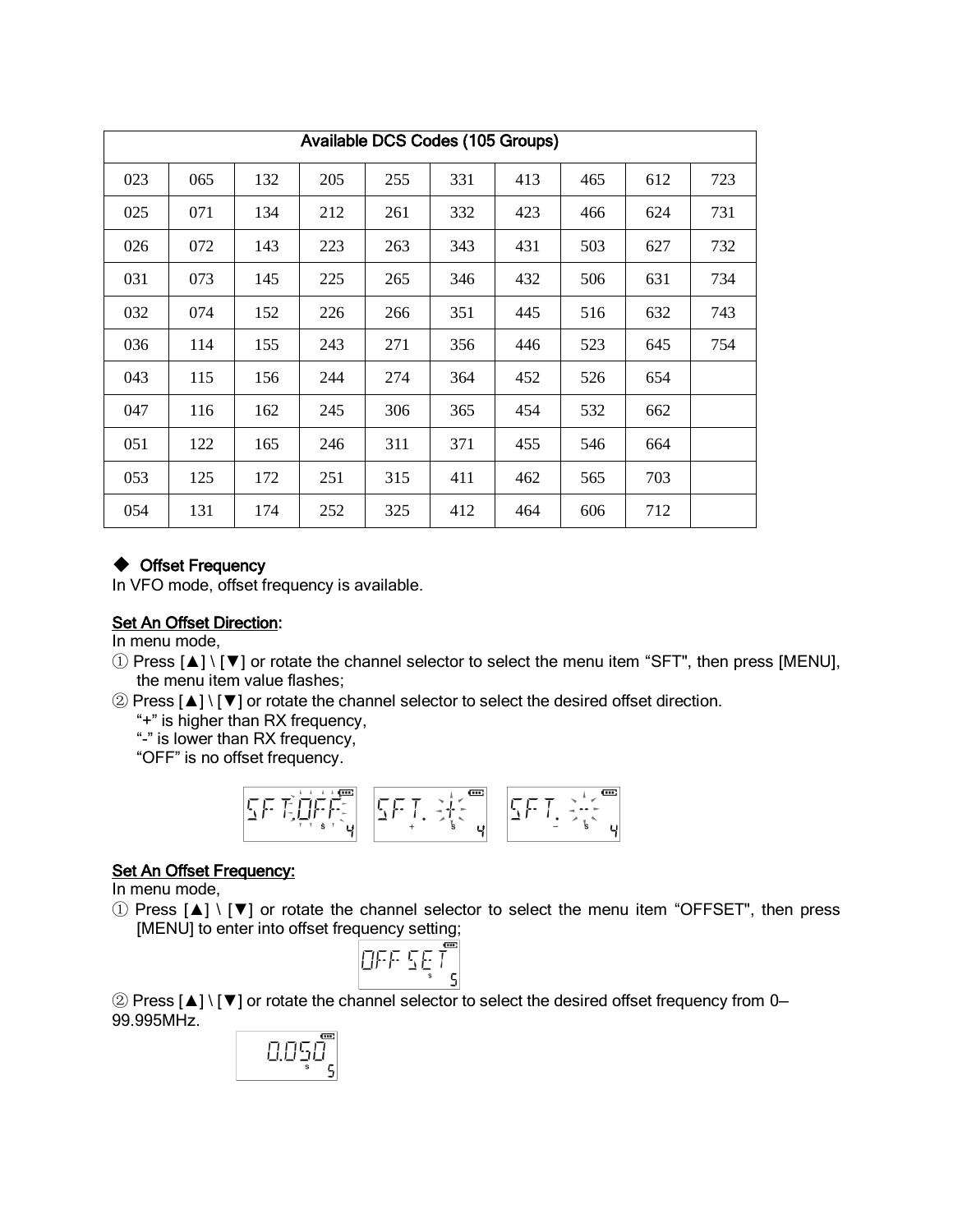| Available DCS Codes (105 Groups) | | | | | | | | | |
|---|---|---|---|---|---|---|---|---|---|
| 023 | 065 | 132 | 205 | 255 | 331 | 413 | 465 | 612 | 723 |
| 025 | 071 | 134 | 212 | 261 | 332 | 423 | 466 | 624 | 731 |
| 026 | 072 | 143 | 223 | 263 | 343 | 431 | 503 | 627 | 732 |
| 031 | 073 | 145 | 225 | 265 | 346 | 432 | 506 | 631 | 734 |
| 032 | 074 | 152 | 226 | 266 | 351 | 445 | 516 | 632 | 743 |
| 036 | 114 | 155 | 243 | 271 | 356 | 446 | 523 | 645 | 754 |
| 043 | 115 | 156 | 244 | 274 | 364 | 452 | 526 | 654 | |
| 047 | 116 | 162 | 245 | 306 | 365 | 454 | 532 | 662 | |
| 051 | 122 | 165 | 246 | 311 | 371 | 455 | 546 | 664 | |
| 053 | 125 | 172 | 251 | 315 | 411 | 462 | 565 | 703 | |
| 054 | 131 | 174 | 252 | 325 | 412 | 464 | 606 | 712 | |

### ◆ Offset Frequency

In VFO mode, offset frequency is available.

**Set An Offset Direction:**

In menu mode,

① Press [▲] \ [▼] or rotate the channel selector to select the menu item "SFT", then press [MENU], the menu item value flashes;

② Press [▲] \ [▼] or rotate the channel selector to select the desired offset direction.
"+" is higher than RX frequency,
"-" is lower than RX frequency,
"OFF" is no offset frequency.

SFT.OFF    SFT. +    SFT. -

**Set An Offset Frequency:**

In menu mode,

① Press [▲] \ [▼] or rotate the channel selector to select the menu item "OFFSET", then press [MENU] to enter into offset frequency setting;

OFFSET

② Press [▲] \ [▼] or rotate the channel selector to select the desired offset frequency from 0–99.995MHz.

0.050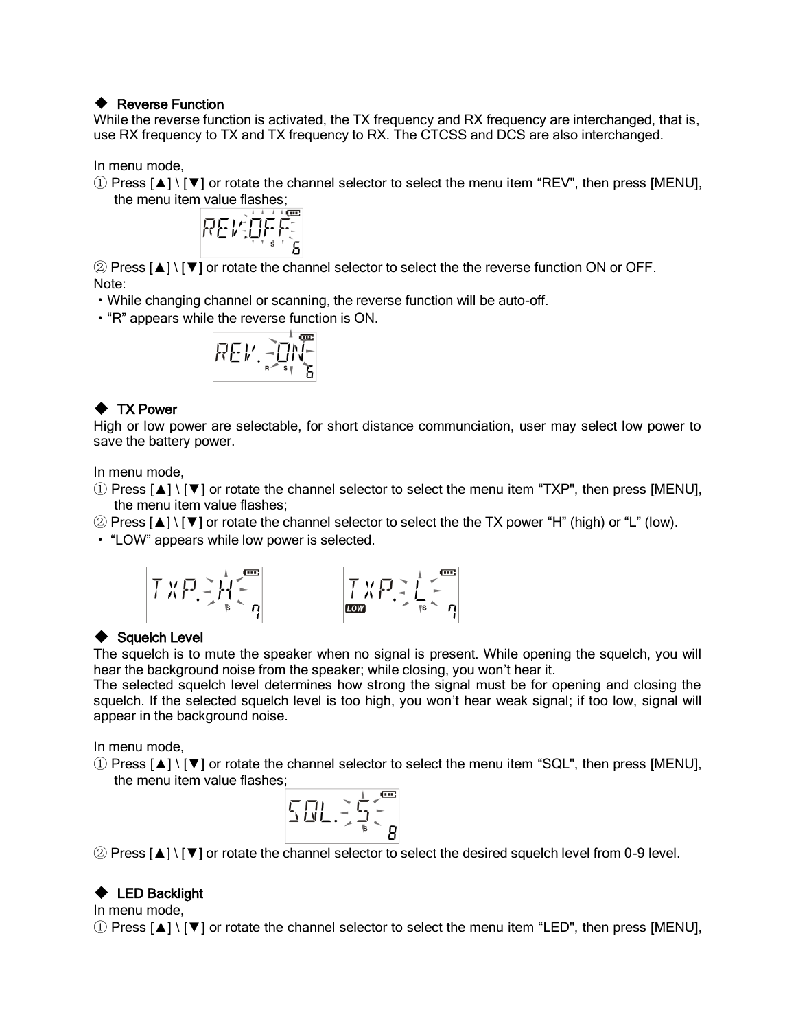### ◆ Reverse Function

While the reverse function is activated, the TX frequency and RX frequency are interchanged, that is, use RX frequency to TX and TX frequency to RX. The CTCSS and DCS are also interchanged.

In menu mode,

① Press [▲] \ [▼] or rotate the channel selector to select the menu item “REV", then press [MENU], the menu item value flashes;

② Press [▲] \ [▼] or rotate the channel selector to select the the reverse function ON or OFF.

Note:

- While changing channel or scanning, the reverse function will be auto-off.
- “R” appears while the reverse function is ON.

### ◆ TX Power

High or low power are selectable, for short distance communciation, user may select low power to save the battery power.

In menu mode,

① Press [▲] \ [▼] or rotate the channel selector to select the menu item “TXP", then press [MENU], the menu item value flashes;

② Press [▲] \ [▼] or rotate the channel selector to select the the TX power “H” (high) or “L” (low).

- “LOW” appears while low power is selected.

### ◆ Squelch Level

The squelch is to mute the speaker when no signal is present. While opening the squelch, you will hear the background noise from the speaker; while closing, you won’t hear it.

The selected squelch level determines how strong the signal must be for opening and closing the squelch. If the selected squelch level is too high, you won’t hear weak signal; if too low, signal will appear in the background noise.

In menu mode,

① Press [▲] \ [▼] or rotate the channel selector to select the menu item “SQL", then press [MENU], the menu item value flashes;

② Press [▲] \ [▼] or rotate the channel selector to select the desired squelch level from 0-9 level.

### ◆ LED Backlight

In menu mode,

① Press [▲] \ [▼] or rotate the channel selector to select the menu item “LED", then press [MENU],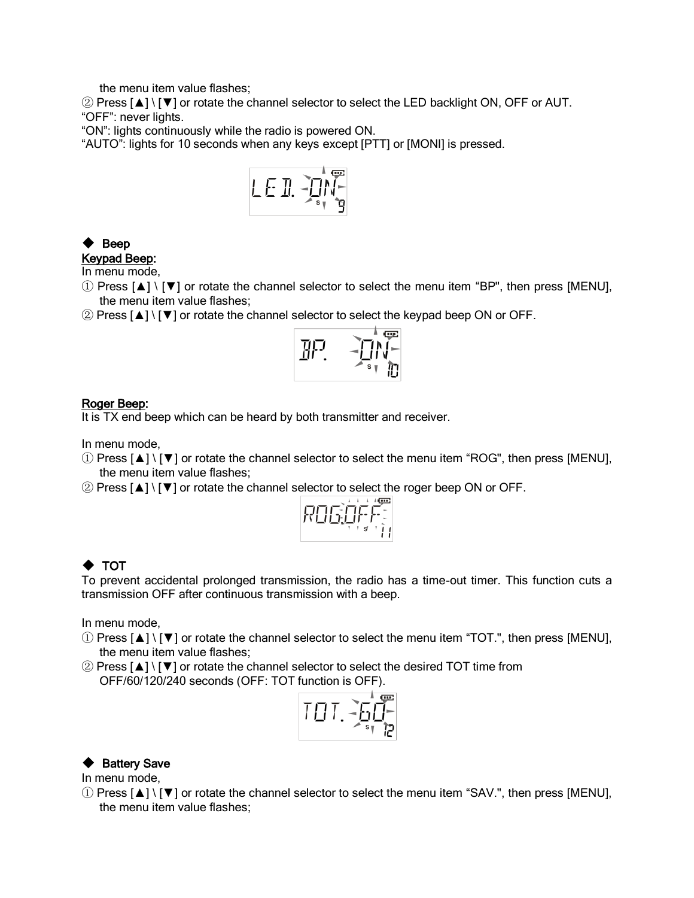the menu item value flashes;

② Press [▲] \ [▼] or rotate the channel selector to select the LED backlight ON, OFF or AUT.

“OFF”: never lights.

“ON”: lights continuously while the radio is powered ON.

“AUTO”: lights for 10 seconds when any keys except [PTT] or [MONI] is pressed.

### ◆ Beep

**Keypad Beep:**

In menu mode,

① Press [▲] \ [▼] or rotate the channel selector to select the menu item “BP", then press [MENU], the menu item value flashes;

② Press [▲] \ [▼] or rotate the channel selector to select the keypad beep ON or OFF.

**Roger Beep:**

It is TX end beep which can be heard by both transmitter and receiver.

In menu mode,

① Press [▲] \ [▼] or rotate the channel selector to select the menu item “ROG", then press [MENU], the menu item value flashes;

② Press [▲] \ [▼] or rotate the channel selector to select the roger beep ON or OFF.

### ◆ TOT

To prevent accidental prolonged transmission, the radio has a time-out timer. This function cuts a transmission OFF after continuous transmission with a beep.

In menu mode,

① Press [▲] \ [▼] or rotate the channel selector to select the menu item “TOT.", then press [MENU], the menu item value flashes;

② Press [▲] \ [▼] or rotate the channel selector to select the desired TOT time from OFF/60/120/240 seconds (OFF: TOT function is OFF).

### ◆ Battery Save

In menu mode,

① Press [▲] \ [▼] or rotate the channel selector to select the menu item “SAV.", then press [MENU], the menu item value flashes;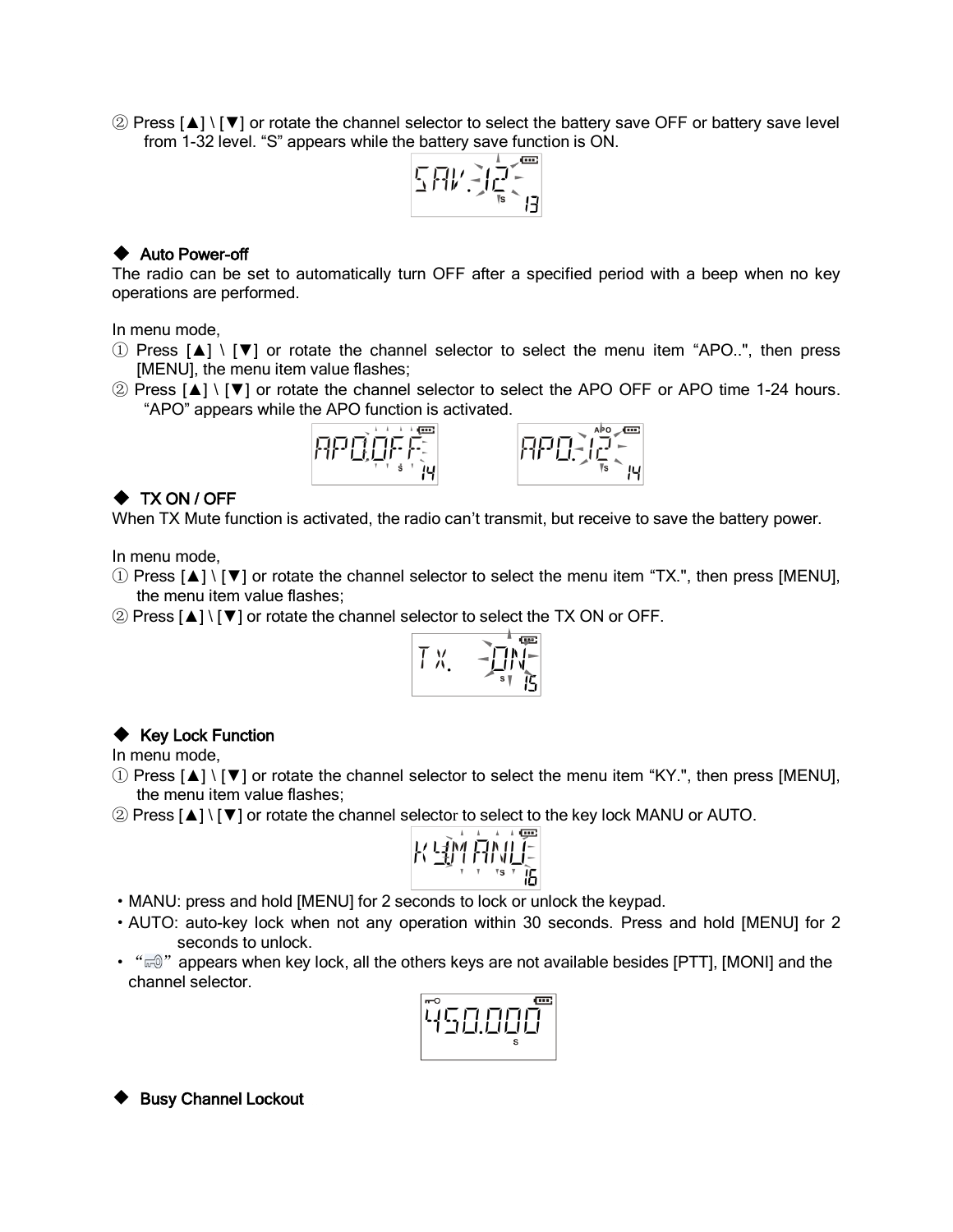② Press [▲] \ [▼] or rotate the channel selector to select the battery save OFF or battery save level from 1-32 level. “S” appears while the battery save function is ON.

### ◆ Auto Power-off

The radio can be set to automatically turn OFF after a specified period with a beep when no key operations are performed.

In menu mode,

① Press [▲] \ [▼] or rotate the channel selector to select the menu item “APO..", then press [MENU], the menu item value flashes;

② Press [▲] \ [▼] or rotate the channel selector to select the APO OFF or APO time 1-24 hours. “APO” appears while the APO function is activated.

### ◆ TX ON / OFF

When TX Mute function is activated, the radio can’t transmit, but receive to save the battery power.

In menu mode,

① Press [▲] \ [▼] or rotate the channel selector to select the menu item “TX.", then press [MENU], the menu item value flashes;

② Press [▲] \ [▼] or rotate the channel selector to select the TX ON or OFF.

### ◆ Key Lock Function

In menu mode,

① Press [▲] \ [▼] or rotate the channel selector to select the menu item “KY.", then press [MENU], the menu item value flashes;

② Press [▲] \ [▼] or rotate the channel selector to select to the key lock MANU or AUTO.

- MANU: press and hold [MENU] for 2 seconds to lock or unlock the keypad.
- AUTO: auto-key lock when not any operation within 30 seconds. Press and hold [MENU] for 2 seconds to unlock.
- “ ” appears when key lock, all the others keys are not available besides [PTT], [MONI] and the channel selector.

### ◆ Busy Channel Lockout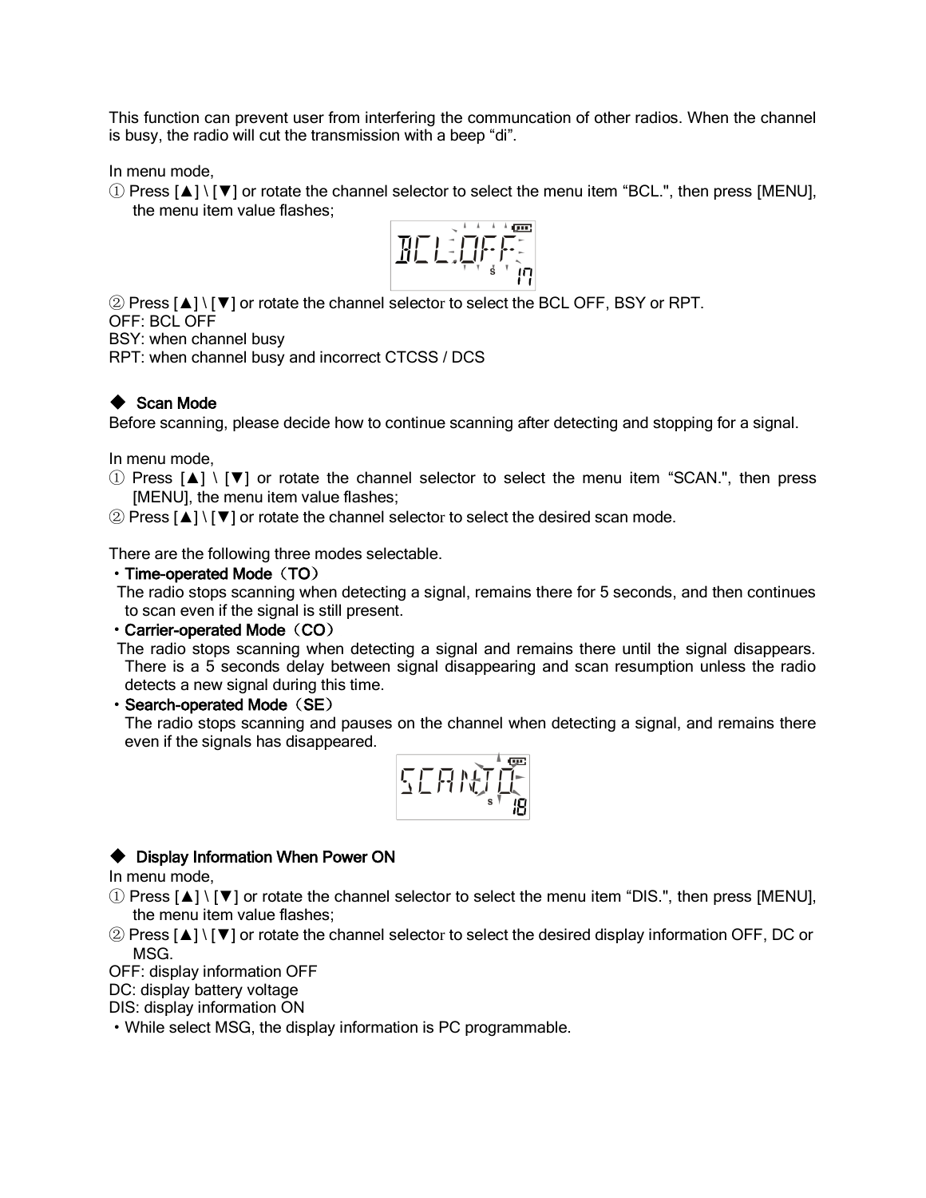This function can prevent user from interfering the communcation of other radios. When the channel is busy, the radio will cut the transmission with a beep “di”.

In menu mode,

① Press [▲] \ [▼] or rotate the channel selector to select the menu item “BCL.", then press [MENU], the menu item value flashes;

② Press [▲] \ [▼] or rotate the channel selector to select the BCL OFF, BSY or RPT.

OFF: BCL OFF

BSY: when channel busy

RPT: when channel busy and incorrect CTCSS / DCS

### ◆ Scan Mode

Before scanning, please decide how to continue scanning after detecting and stopping for a signal.

In menu mode,

① Press [▲] \ [▼] or rotate the channel selector to select the menu item “SCAN.", then press [MENU], the menu item value flashes;

② Press [▲] \ [▼] or rotate the channel selector to select the desired scan mode.

There are the following three modes selectable.

- **Time-operated Mode（TO）**
  The radio stops scanning when detecting a signal, remains there for 5 seconds, and then continues to scan even if the signal is still present.
- **Carrier-operated Mode（CO）**
  The radio stops scanning when detecting a signal and remains there until the signal disappears. There is a 5 seconds delay between signal disappearing and scan resumption unless the radio detects a new signal during this time.
- **Search-operated Mode（SE）**
  The radio stops scanning and pauses on the channel when detecting a signal, and remains there even if the signals has disappeared.

### ◆ Display Information When Power ON

In menu mode,

① Press [▲] \ [▼] or rotate the channel selector to select the menu item “DIS.", then press [MENU], the menu item value flashes;

② Press [▲] \ [▼] or rotate the channel selector to select the desired display information OFF, DC or MSG.

OFF: display information OFF

DC: display battery voltage

DIS: display information ON

- While select MSG, the display information is PC programmable.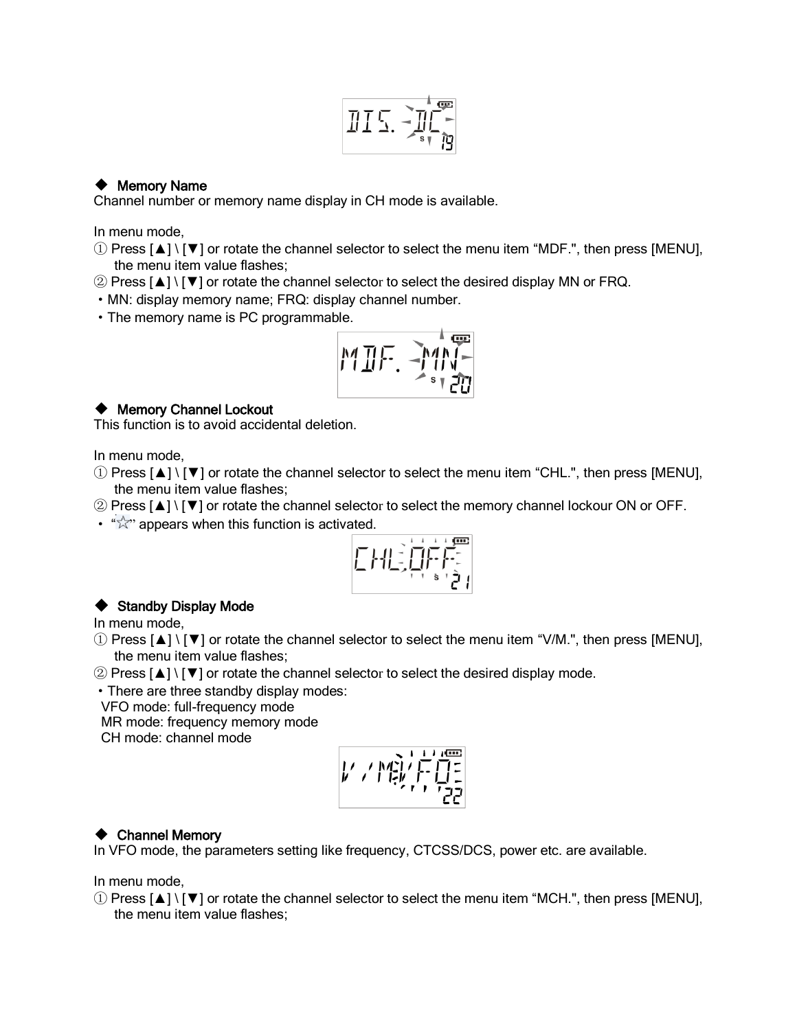◆ **Memory Name**

Channel number or memory name display in CH mode is available.

In menu mode,

① Press [▲] \ [▼] or rotate the channel selector to select the menu item “MDF.", then press [MENU], the menu item value flashes;

② Press [▲] \ [▼] or rotate the channel selector to select the desired display MN or FRQ.

• MN: display memory name; FRQ: display channel number.

• The memory name is PC programmable.

◆ **Memory Channel Lockout**

This function is to avoid accidental deletion.

In menu mode,

① Press [▲] \ [▼] or rotate the channel selector to select the menu item “CHL.", then press [MENU], the menu item value flashes;

② Press [▲] \ [▼] or rotate the channel selector to select the memory channel lockour ON or OFF.

• “☆” appears when this function is activated.

◆ **Standby Display Mode**

In menu mode,

① Press [▲] \ [▼] or rotate the channel selector to select the menu item “V/M.", then press [MENU], the menu item value flashes;

② Press [▲] \ [▼] or rotate the channel selector to select the desired display mode.

• There are three standby display modes:

VFO mode: full-frequency mode

MR mode: frequency memory mode

CH mode: channel mode

◆ **Channel Memory**

In VFO mode, the parameters setting like frequency, CTCSS/DCS, power etc. are available.

In menu mode,

① Press [▲] \ [▼] or rotate the channel selector to select the menu item “MCH.", then press [MENU], the menu item value flashes;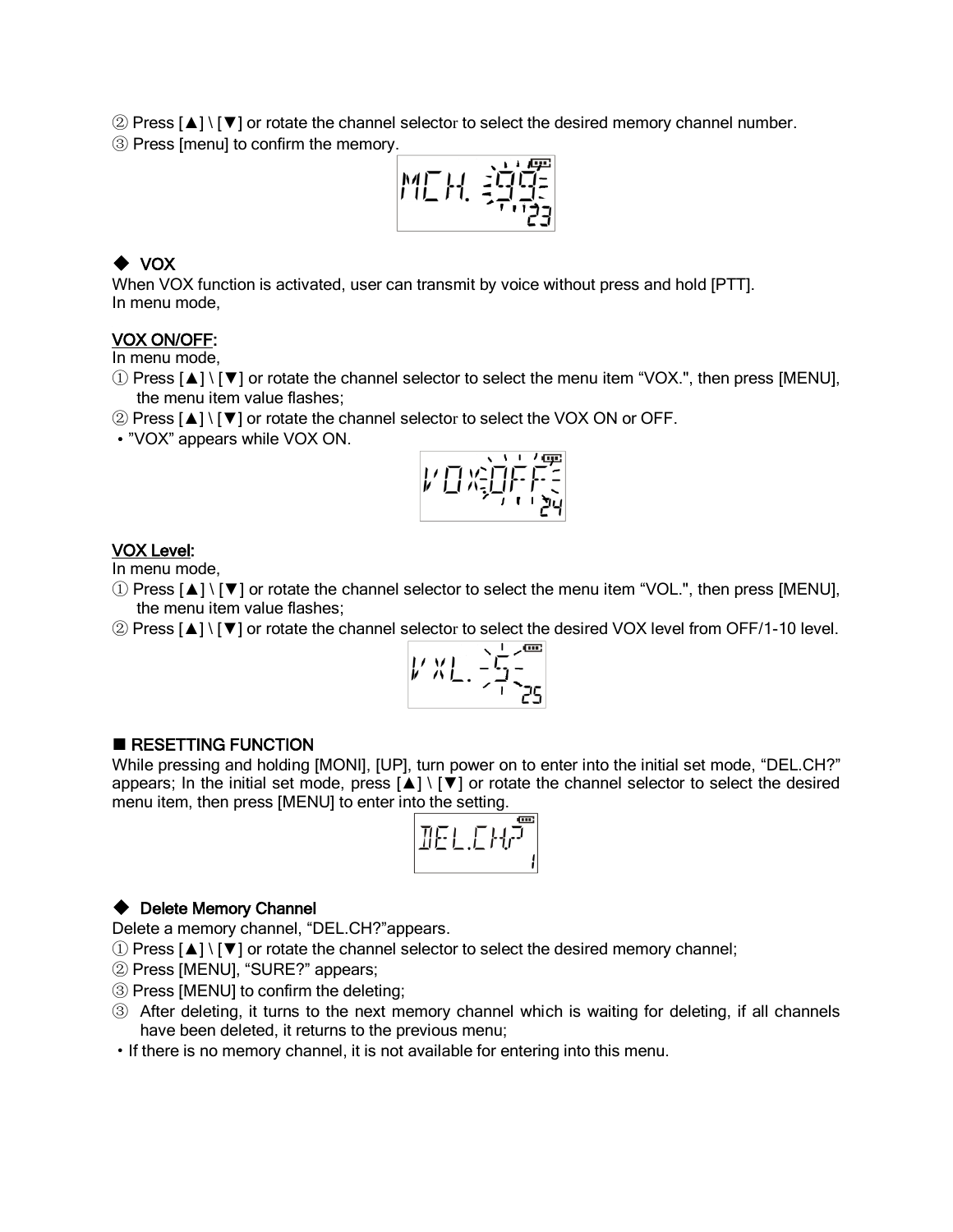② Press [▲] \ [▼] or rotate the channel selector to select the desired memory channel number.

③ Press [menu] to confirm the memory.

### ◆ VOX

When VOX function is activated, user can transmit by voice without press and hold [PTT].
In menu mode,

**VOX ON/OFF:**

In menu mode,

① Press [▲] \ [▼] or rotate the channel selector to select the menu item "VOX.", then press [MENU], the menu item value flashes;

② Press [▲] \ [▼] or rotate the channel selector to select the VOX ON or OFF.

• "VOX" appears while VOX ON.

**VOX Level:**

In menu mode,

① Press [▲] \ [▼] or rotate the channel selector to select the menu item "VOL.", then press [MENU], the menu item value flashes;

② Press [▲] \ [▼] or rotate the channel selector to select the desired VOX level from OFF/1-10 level.

## ■ RESETTING FUNCTION

While pressing and holding [MONI], [UP], turn power on to enter into the initial set mode, "DEL.CH?" appears; In the initial set mode, press [▲] \ [▼] or rotate the channel selector to select the desired menu item, then press [MENU] to enter into the setting.

### ◆ Delete Memory Channel

Delete a memory channel, "DEL.CH?"appears.

① Press [▲] \ [▼] or rotate the channel selector to select the desired memory channel;

② Press [MENU], "SURE?" appears;

③ Press [MENU] to confirm the deleting;

③ After deleting, it turns to the next memory channel which is waiting for deleting, if all channels have been deleted, it returns to the previous menu;

• If there is no memory channel, it is not available for entering into this menu.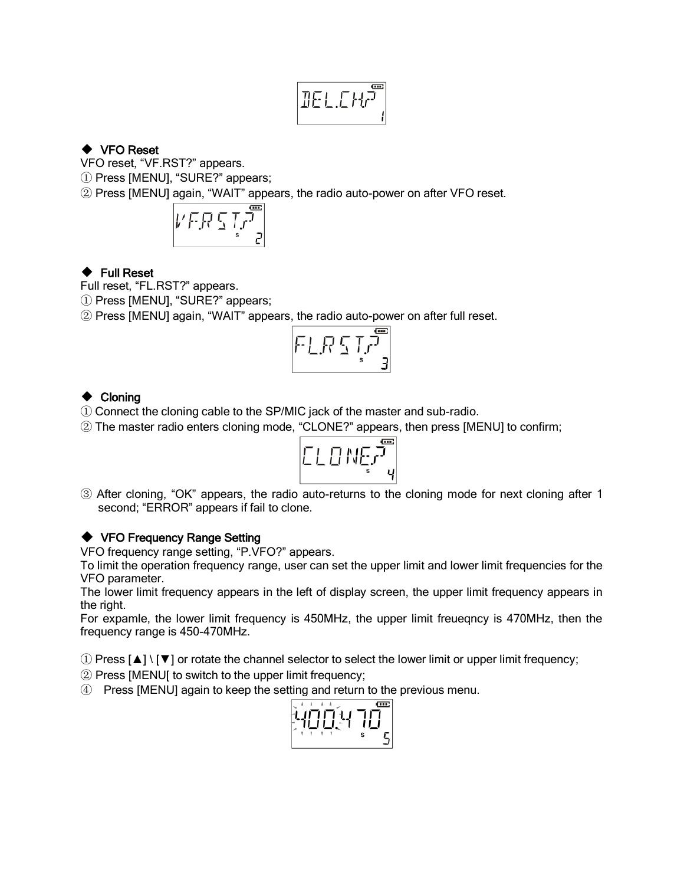◆ **VFO Reset**

VFO reset, "VF.RST?" appears.

① Press [MENU], "SURE?" appears;

② Press [MENU] again, "WAIT" appears, the radio auto-power on after VFO reset.

◆ **Full Reset**

Full reset, "FL.RST?" appears.

① Press [MENU], "SURE?" appears;

② Press [MENU] again, "WAIT" appears, the radio auto-power on after full reset.

◆ **Cloning**

① Connect the cloning cable to the SP/MIC jack of the master and sub-radio.

② The master radio enters cloning mode, "CLONE?" appears, then press [MENU] to confirm;

③ After cloning, "OK" appears, the radio auto-returns to the cloning mode for next cloning after 1 second; "ERROR" appears if fail to clone.

◆ **VFO Frequency Range Setting**

VFO frequency range setting, "P.VFO?" appears.

To limit the operation frequency range, user can set the upper limit and lower limit frequencies for the VFO parameter.

The lower limit frequency appears in the left of display screen, the upper limit frequency appears in the right.

For expamle, the lower limit frequency is 450MHz, the upper limit freueqncy is 470MHz, then the frequency range is 450-470MHz.

① Press [▲] \ [▼] or rotate the channel selector to select the lower limit or upper limit frequency;

② Press [MENU[ to switch to the upper limit frequency;

④ Press [MENU] again to keep the setting and return to the previous menu.